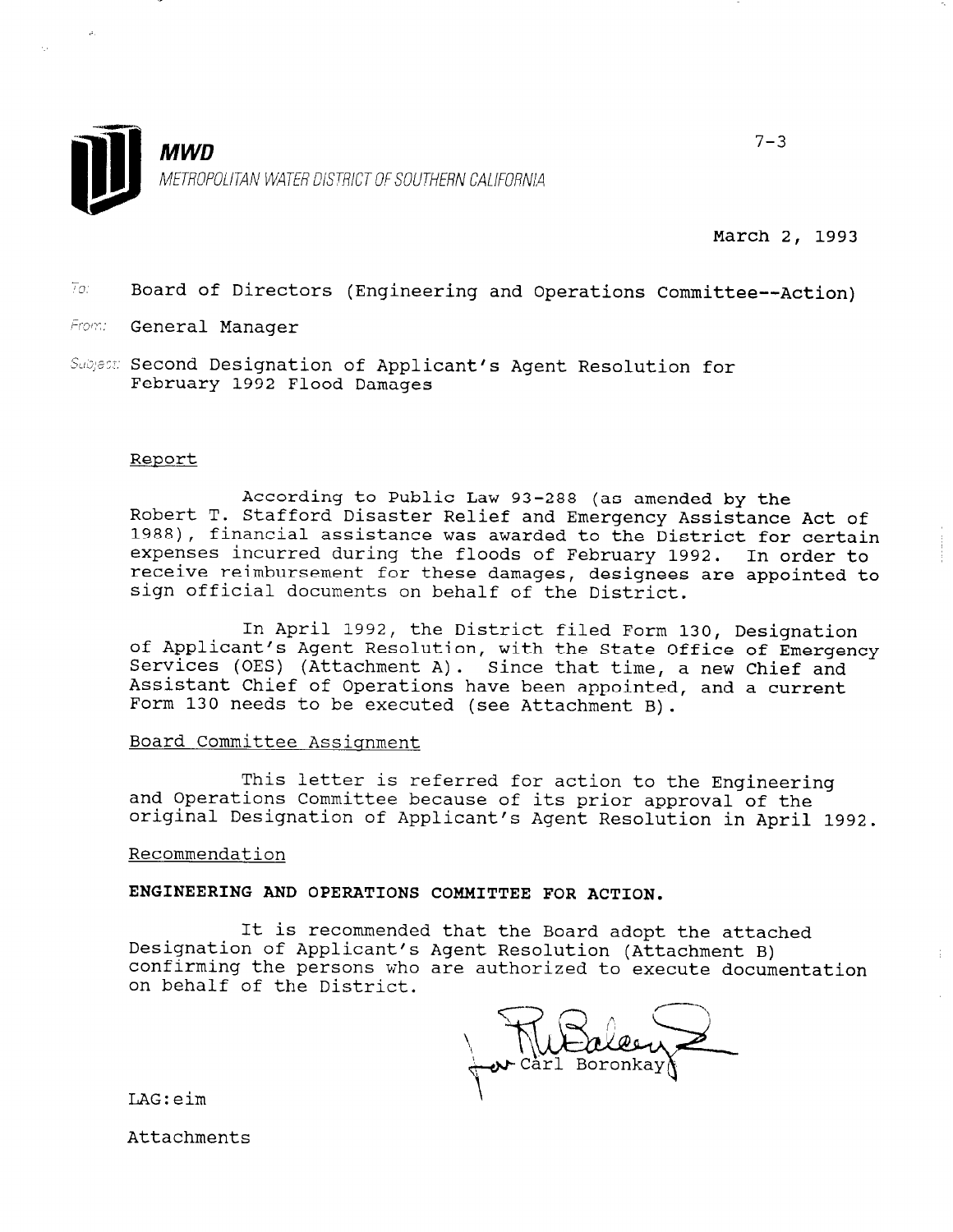**MWD**

METROPOLITAN WATER DISTRICT OF SOUTHERN CALIFORNIA

7-3

March 2, 1993

To: Board of Directors (Engineering and Operations Committee--Action)

From: General Manager

Subject: Second Designation of Applicant's Agent Resolution for February 1992 Flood Damages

## Report

According to Public Law 93-288 (as amended by the Robert T. Stafford Disaster Relief and Emergency Assistance Act of 1988), financial assistance was awarded to the District for certain expenses incurred during the floods of February 1992. In order to receive reimbursement for these damages, designees are appointed to sign official documents on behalf of the District.

In April 1992, the District filed Form 130, Designation of Applicant's Agent Resolution, with the State Office of Emergency Services (OES) (Attachment A). Since that time, a new Chief and Assistant Chief of Operations have been appointed, and a current Form 130 needs to be executed (see Attachment B).

## Board Committee Assignment

This letter is referred for action to the Engineering and Operations Committee because of its prior approval of the original Designation of Applicant's Agent Resolution in April 1992.

## Recommendation

**ENGINEERING AND OPERATIONS COMMITTEE FOR ACTION.**

It is recommended that the Board adopt the attached Designation of Applicant's Agent Resolution (Attachment B) confirming the persons who are authorized to execute documentation on behalf of the District.

for Carl Boronkay

LAG:eim

Attachments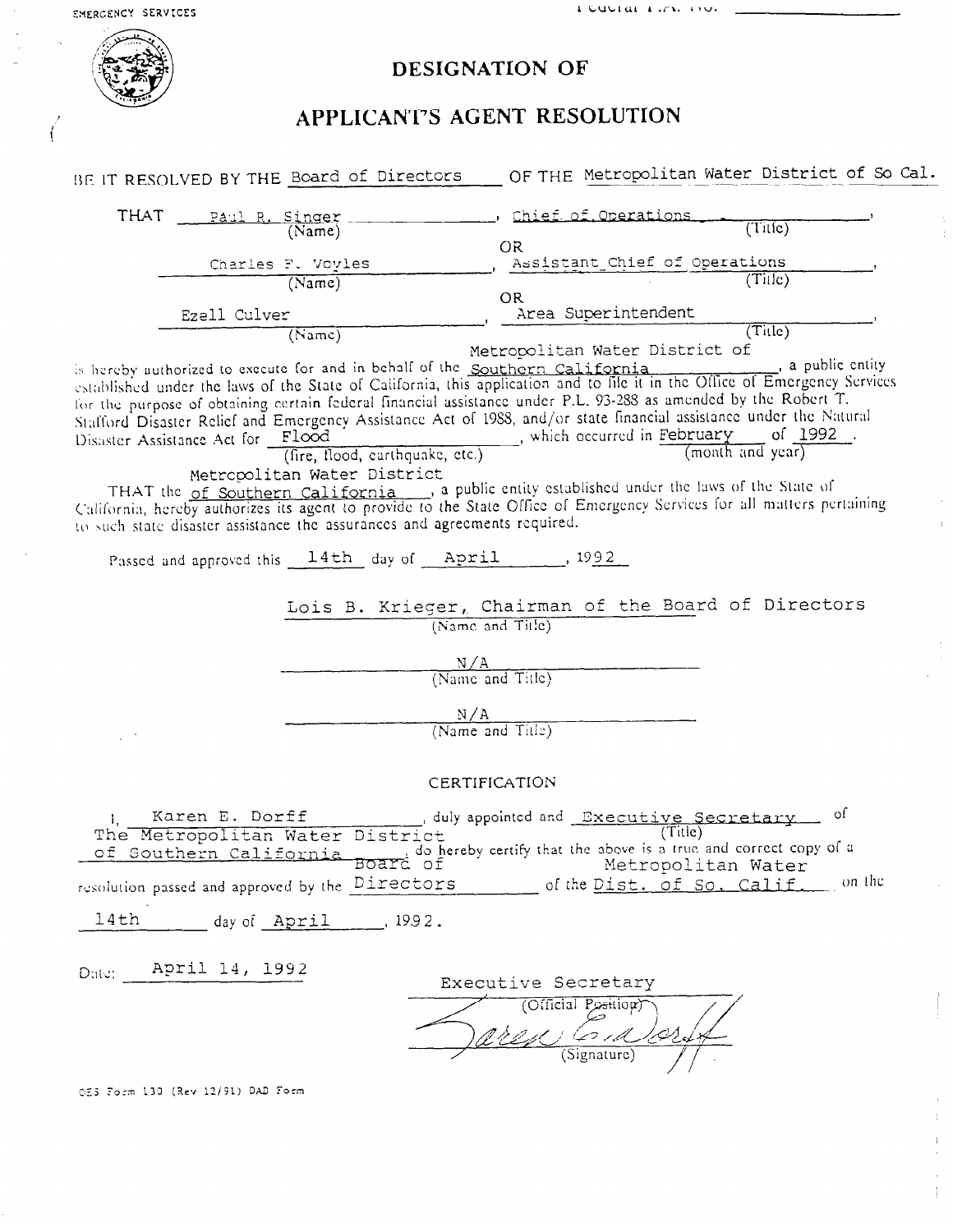EMERGENCY SERVICES

Federal I.A. No. ______________

# DESIGNATION OF APPLICANT'S AGENT RESOLUTION

BE IT RESOLVED BY THE Board of Directors OF THE Metropolitan Water District of So Cal.

THAT Paul R. Singer (Name), Chief of Operations (Title),

OR

Charles F. Voyles (Name), Assistant Chief of Operations (Title),

OR

Ezell Culver (Name), Area Superintendent (Title),

is hereby authorized to execute for and in behalf of the Metropolitan Water District of Southern California, a public entity established under the laws of the State of California, this application and to file it in the Office of Emergency Services for the purpose of obtaining certain federal financial assistance under P.L. 93-288 as amended by the Robert T. Stafford Disaster Relief and Emergency Assistance Act of 1988, and/or state financial assistance under the Natural Disaster Assistance Act for Flood (fire, flood, earthquake, etc.), which occurred in February of 1992 (month and year).

THAT the Metropolitan Water District of Southern California, a public entity established under the laws of the State of California, hereby authorizes its agent to provide to the State Office of Emergency Services for all matters pertaining to such state disaster assistance the assurances and agreements required.

Passed and approved this 14th day of April, 1992

Lois B. Krieger, Chairman of the Board of Directors
(Name and Title)

N/A
(Name and Title)

N/A
(Name and Title)

## CERTIFICATION

I, Karen E. Dorff, duly appointed and Executive Secretary (Title) of The Metropolitan Water District of Southern California, do hereby certify that the above is a true and correct copy of a resolution passed and approved by the Board of Directors of the Metropolitan Water Dist. of So. Calif. on the 14th day of April, 1992.

Date: April 14, 1992

Executive Secretary
(Official Position)

Karen E. Dorff
(Signature)

OES Form 130 (Rev 12/91) DAD Form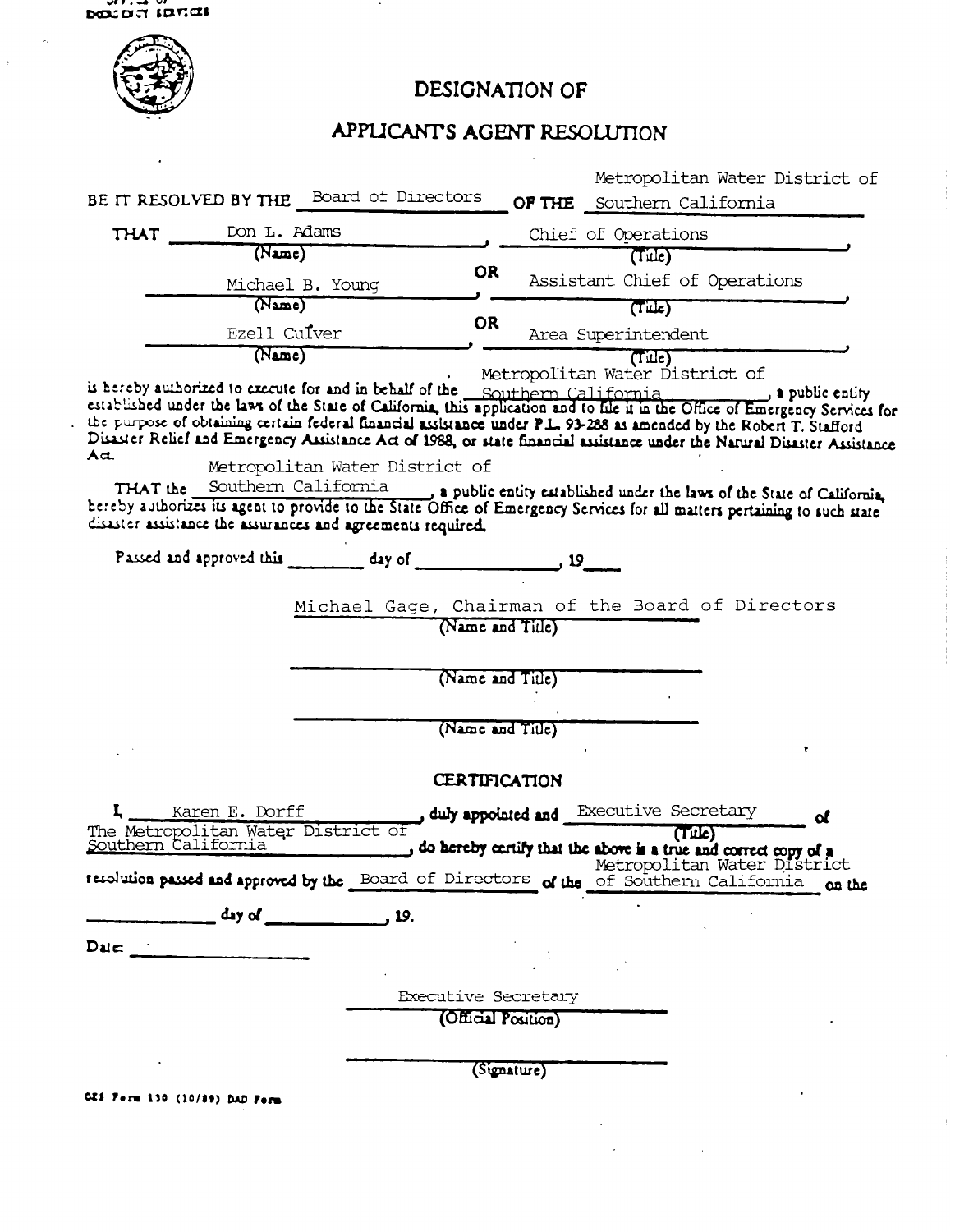# DESIGNATION OF

# APPLICANT'S AGENT RESOLUTION

BE IT RESOLVED BY THE Board of Directors OF THE Metropolitan Water District of Southern California

THAT Don L. Adams (Name), Chief of Operations (Title)

OR

Michael B. Young (Name), Assistant Chief of Operations (Title)

OR

Ezell Culver (Name), Area Superintendent (Title)

is hereby authorized to execute for and in behalf of the Metropolitan Water District of Southern California, a public entity established under the laws of the State of California, this application and to file it in the Office of Emergency Services for the purpose of obtaining certain federal financial assistance under P.L. 93-288 as amended by the Robert T. Stafford Disaster Relief and Emergency Assistance Act of 1988, or state financial assistance under the Natural Disaster Assistance Act.

THAT the Metropolitan Water District of Southern California, a public entity established under the laws of the State of California, hereby authorizes its agent to provide to the State Office of Emergency Services for all matters pertaining to such state disaster assistance the assurances and agreements required.

Passed and approved this ________ day of ______________, 19____

Michael Gage, Chairman of the Board of Directors
(Name and Title)

______________________________
(Name and Title)

______________________________
(Name and Title)

## CERTIFICATION

I, Karen E. Dorff, duly appointed and Executive Secretary (Title) of The Metropolitan Water District of Southern California, do hereby certify that the above is a true and correct copy of a resolution passed and approved by the Board of Directors of the Metropolitan Water District of Southern California on the ____________ day of ____________, 19.

Date: ______________

Executive Secretary
(Official Position)

______________________________
(Signature)

OES Form 130 (10/89) DAD Form